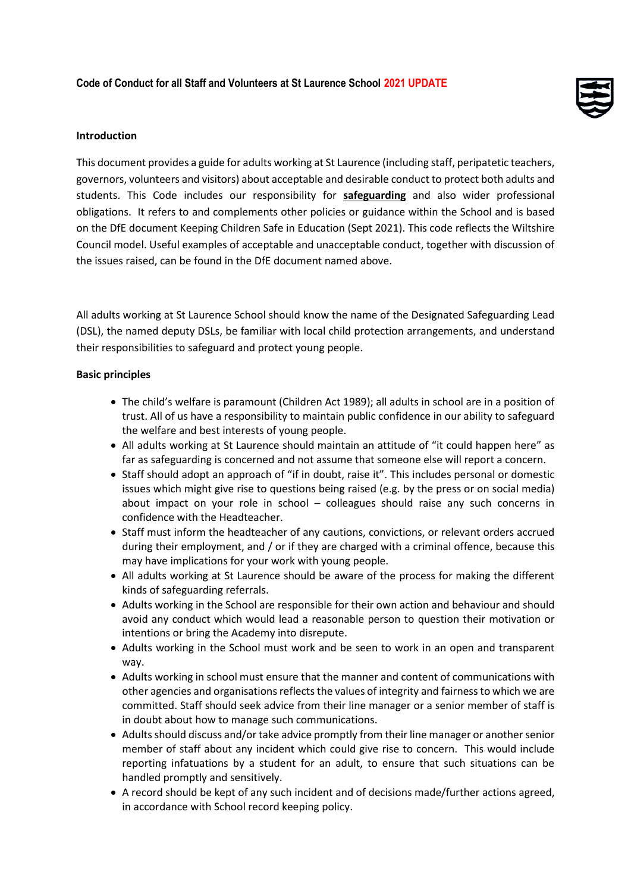**Code of Conduct for all Staff and Volunteers at St Laurence School 2021 UPDATE**

**Introduction**

This document provides a guide for adults working at St Laurence (including staff, peripatetic teachers, governors, volunteers and visitors) about acceptable and desirable conduct to protect both adults and students. This Code includes our responsibility for **safeguarding** and also wider professional obligations. It refers to and complements other policies or guidance within the School and is based on the DfE document Keeping Children Safe in Education (Sept 2021). This code reflects the Wiltshire Council model. Useful examples of acceptable and unacceptable conduct, together with discussion of the issues raised, can be found in the DfE document named above.

All adults working at St Laurence School should know the name of the Designated Safeguarding Lead (DSL), the named deputy DSLs, be familiar with local child protection arrangements, and understand their responsibilities to safeguard and protect young people.

**Basic principles**

- The child's welfare is paramount (Children Act 1989); all adults in school are in a position of trust. All of us have a responsibility to maintain public confidence in our ability to safeguard the welfare and best interests of young people.
- All adults working at St Laurence should maintain an attitude of "it could happen here" as far as safeguarding is concerned and not assume that someone else will report a concern.
- Staff should adopt an approach of "if in doubt, raise it". This includes personal or domestic issues which might give rise to questions being raised (e.g. by the press or on social media) about impact on your role in school – colleagues should raise any such concerns in confidence with the Headteacher.
- Staff must inform the headteacher of any cautions, convictions, or relevant orders accrued during their employment, and / or if they are charged with a criminal offence, because this may have implications for your work with young people.
- All adults working at St Laurence should be aware of the process for making the different kinds of safeguarding referrals.
- Adults working in the School are responsible for their own action and behaviour and should avoid any conduct which would lead a reasonable person to question their motivation or intentions or bring the Academy into disrepute.
- Adults working in the School must work and be seen to work in an open and transparent way.
- Adults working in school must ensure that the manner and content of communications with other agencies and organisations reflects the values of integrity and fairness to which we are committed. Staff should seek advice from their line manager or a senior member of staff is in doubt about how to manage such communications.
- Adults should discuss and/or take advice promptly from their line manager or another senior member of staff about any incident which could give rise to concern. This would include reporting infatuations by a student for an adult, to ensure that such situations can be handled promptly and sensitively.
- A record should be kept of any such incident and of decisions made/further actions agreed, in accordance with School record keeping policy.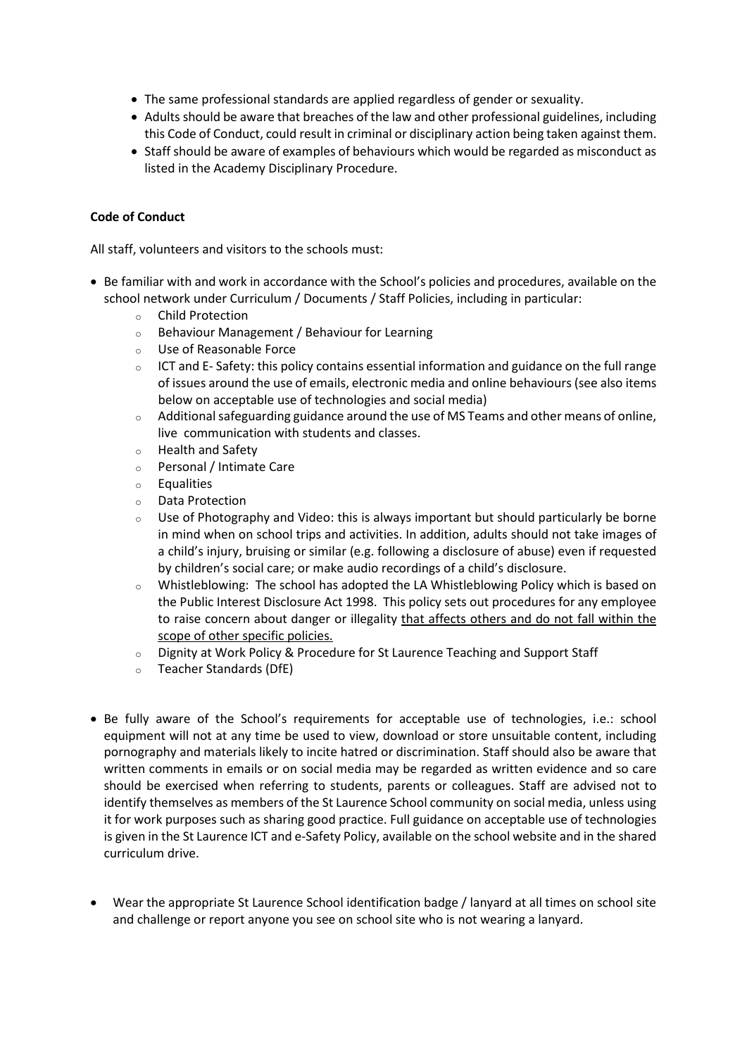- The same professional standards are applied regardless of gender or sexuality.
- Adults should be aware that breaches of the law and other professional guidelines, including this Code of Conduct, could result in criminal or disciplinary action being taken against them.
- Staff should be aware of examples of behaviours which would be regarded as misconduct as listed in the Academy Disciplinary Procedure.

**Code of Conduct**

All staff, volunteers and visitors to the schools must:

- Be familiar with and work in accordance with the School's policies and procedures, available on the school network under Curriculum / Documents / Staff Policies, including in particular:
    - Child Protection
    - Behaviour Management / Behaviour for Learning
    - Use of Reasonable Force
    - ICT and E- Safety: this policy contains essential information and guidance on the full range of issues around the use of emails, electronic media and online behaviours (see also items below on acceptable use of technologies and social media)
    - Additional safeguarding guidance around the use of MS Teams and other means of online, live communication with students and classes.
    - Health and Safety
    - Personal / Intimate Care
    - Equalities
    - Data Protection
    - Use of Photography and Video: this is always important but should particularly be borne in mind when on school trips and activities. In addition, adults should not take images of a child's injury, bruising or similar (e.g. following a disclosure of abuse) even if requested by children's social care; or make audio recordings of a child's disclosure.
    - Whistleblowing: The school has adopted the LA Whistleblowing Policy which is based on the Public Interest Disclosure Act 1998. This policy sets out procedures for any employee to raise concern about danger or illegality <u>that affects others and do not fall within the scope of other specific policies.</u>
    - Dignity at Work Policy & Procedure for St Laurence Teaching and Support Staff
    - Teacher Standards (DfE)

- Be fully aware of the School's requirements for acceptable use of technologies, i.e.: school equipment will not at any time be used to view, download or store unsuitable content, including pornography and materials likely to incite hatred or discrimination. Staff should also be aware that written comments in emails or on social media may be regarded as written evidence and so care should be exercised when referring to students, parents or colleagues. Staff are advised not to identify themselves as members of the St Laurence School community on social media, unless using it for work purposes such as sharing good practice. Full guidance on acceptable use of technologies is given in the St Laurence ICT and e-Safety Policy, available on the school website and in the shared curriculum drive.

- Wear the appropriate St Laurence School identification badge / lanyard at all times on school site and challenge or report anyone you see on school site who is not wearing a lanyard.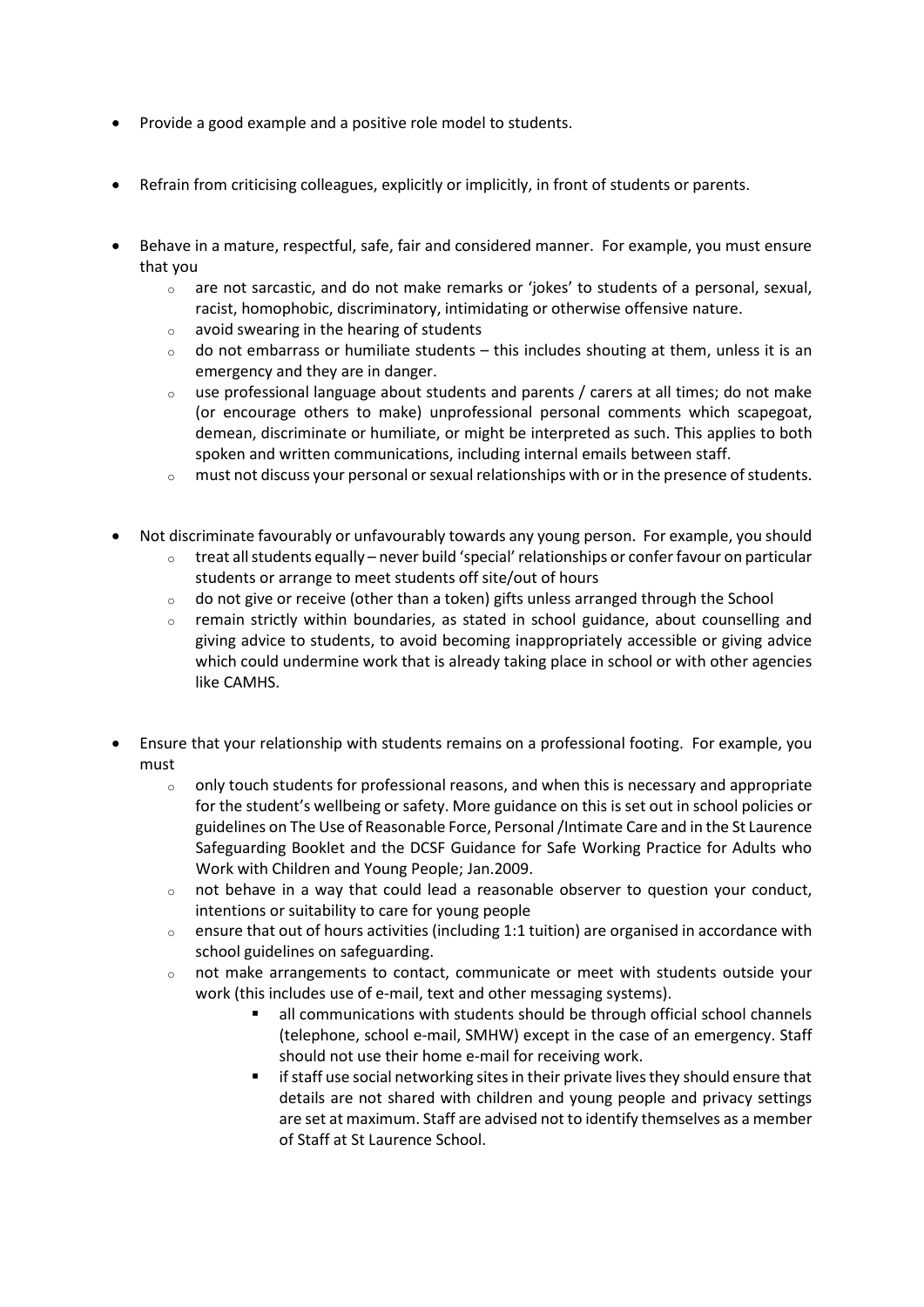- Provide a good example and a positive role model to students.

- Refrain from criticising colleagues, explicitly or implicitly, in front of students or parents.

- Behave in a mature, respectful, safe, fair and considered manner. For example, you must ensure that you
  - are not sarcastic, and do not make remarks or 'jokes' to students of a personal, sexual, racist, homophobic, discriminatory, intimidating or otherwise offensive nature.
  - avoid swearing in the hearing of students
  - do not embarrass or humiliate students – this includes shouting at them, unless it is an emergency and they are in danger.
  - use professional language about students and parents / carers at all times; do not make (or encourage others to make) unprofessional personal comments which scapegoat, demean, discriminate or humiliate, or might be interpreted as such. This applies to both spoken and written communications, including internal emails between staff.
  - must not discuss your personal or sexual relationships with or in the presence of students.

- Not discriminate favourably or unfavourably towards any young person. For example, you should
  - treat all students equally – never build 'special' relationships or confer favour on particular students or arrange to meet students off site/out of hours
  - do not give or receive (other than a token) gifts unless arranged through the School
  - remain strictly within boundaries, as stated in school guidance, about counselling and giving advice to students, to avoid becoming inappropriately accessible or giving advice which could undermine work that is already taking place in school or with other agencies like CAMHS.

- Ensure that your relationship with students remains on a professional footing. For example, you must
  - only touch students for professional reasons, and when this is necessary and appropriate for the student's wellbeing or safety. More guidance on this is set out in school policies or guidelines on The Use of Reasonable Force, Personal /Intimate Care and in the St Laurence Safeguarding Booklet and the DCSF Guidance for Safe Working Practice for Adults who Work with Children and Young People; Jan.2009.
  - not behave in a way that could lead a reasonable observer to question your conduct, intentions or suitability to care for young people
  - ensure that out of hours activities (including 1:1 tuition) are organised in accordance with school guidelines on safeguarding.
  - not make arrangements to contact, communicate or meet with students outside your work (this includes use of e-mail, text and other messaging systems).
    - all communications with students should be through official school channels (telephone, school e-mail, SMHW) except in the case of an emergency. Staff should not use their home e-mail for receiving work.
    - if staff use social networking sites in their private lives they should ensure that details are not shared with children and young people and privacy settings are set at maximum. Staff are advised not to identify themselves as a member of Staff at St Laurence School.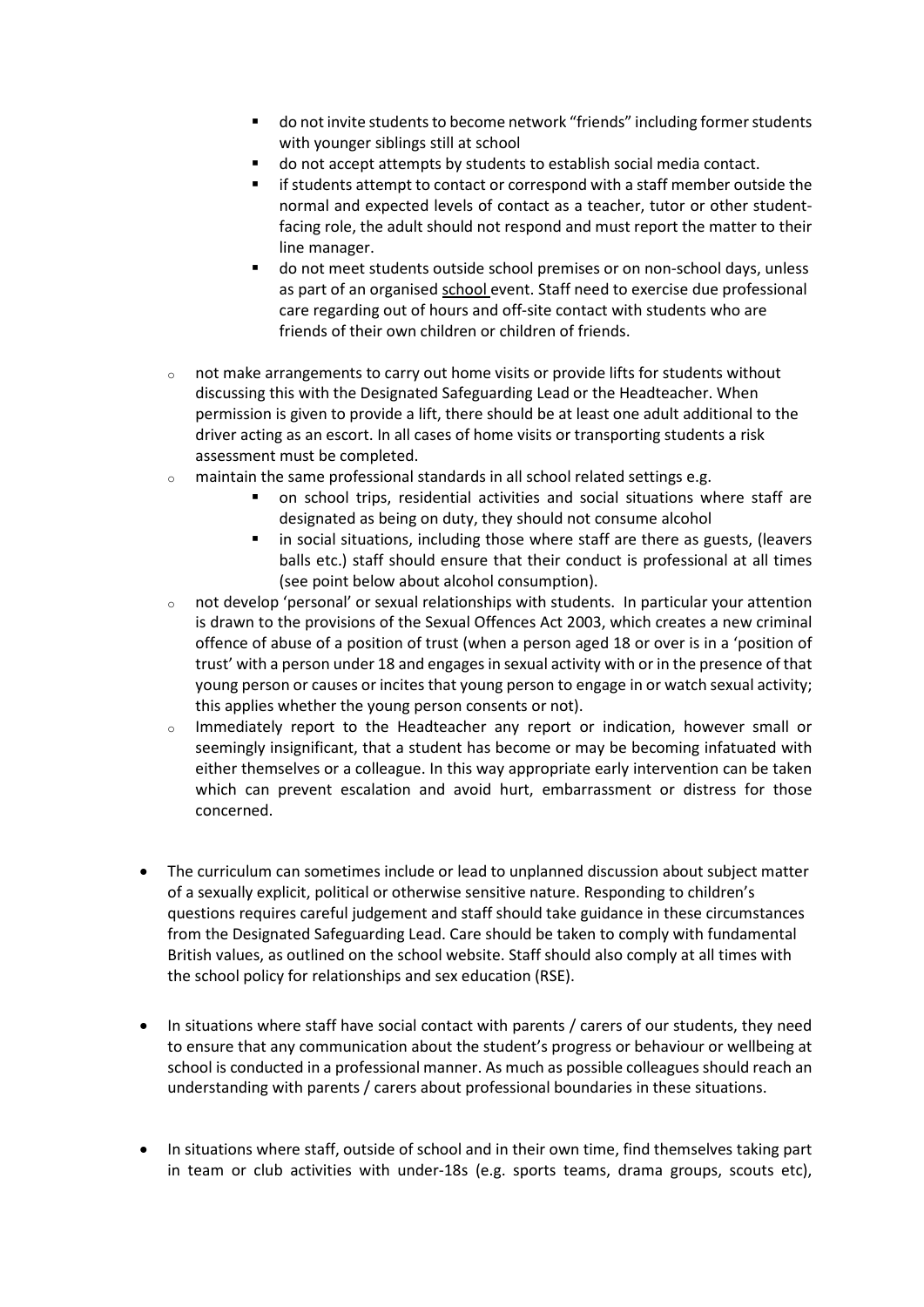- do not invite students to become network "friends" including former students with younger siblings still at school
        - do not accept attempts by students to establish social media contact.
        - if students attempt to contact or correspond with a staff member outside the normal and expected levels of contact as a teacher, tutor or other student-facing role, the adult should not respond and must report the matter to their line manager.
        - do not meet students outside school premises or on non-school days, unless as part of an organised school event. Staff need to exercise due professional care regarding out of hours and off-site contact with students who are friends of their own children or children of friends.

    - not make arrangements to carry out home visits or provide lifts for students without discussing this with the Designated Safeguarding Lead or the Headteacher. When permission is given to provide a lift, there should be at least one adult additional to the driver acting as an escort. In all cases of home visits or transporting students a risk assessment must be completed.
    - maintain the same professional standards in all school related settings e.g.
        - on school trips, residential activities and social situations where staff are designated as being on duty, they should not consume alcohol
        - in social situations, including those where staff are there as guests, (leavers balls etc.) staff should ensure that their conduct is professional at all times (see point below about alcohol consumption).
    - not develop 'personal' or sexual relationships with students. In particular your attention is drawn to the provisions of the Sexual Offences Act 2003, which creates a new criminal offence of abuse of a position of trust (when a person aged 18 or over is in a 'position of trust' with a person under 18 and engages in sexual activity with or in the presence of that young person or causes or incites that young person to engage in or watch sexual activity; this applies whether the young person consents or not).
    - Immediately report to the Headteacher any report or indication, however small or seemingly insignificant, that a student has become or may be becoming infatuated with either themselves or a colleague. In this way appropriate early intervention can be taken which can prevent escalation and avoid hurt, embarrassment or distress for those concerned.

- The curriculum can sometimes include or lead to unplanned discussion about subject matter of a sexually explicit, political or otherwise sensitive nature. Responding to children's questions requires careful judgement and staff should take guidance in these circumstances from the Designated Safeguarding Lead. Care should be taken to comply with fundamental British values, as outlined on the school website. Staff should also comply at all times with the school policy for relationships and sex education (RSE).

- In situations where staff have social contact with parents / carers of our students, they need to ensure that any communication about the student's progress or behaviour or wellbeing at school is conducted in a professional manner. As much as possible colleagues should reach an understanding with parents / carers about professional boundaries in these situations.

- In situations where staff, outside of school and in their own time, find themselves taking part in team or club activities with under-18s (e.g. sports teams, drama groups, scouts etc),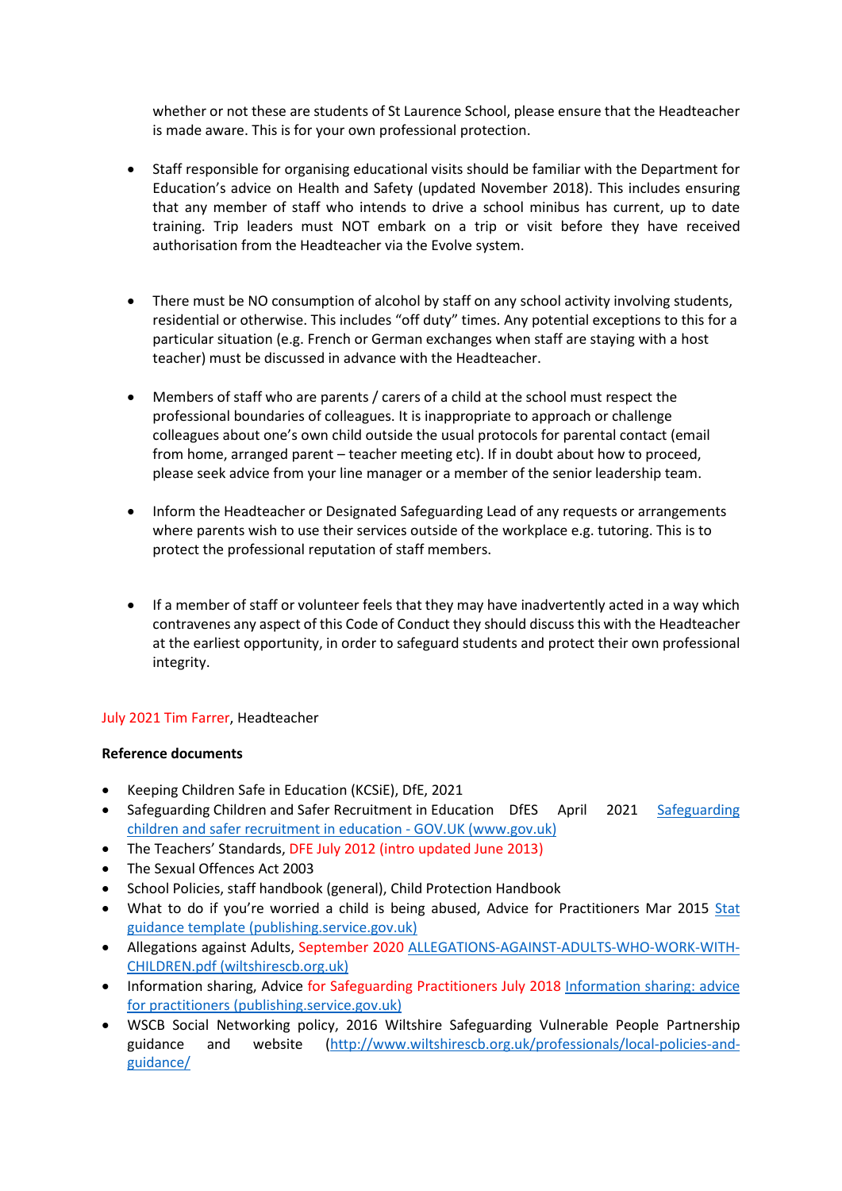whether or not these are students of St Laurence School, please ensure that the Headteacher is made aware. This is for your own professional protection.

- Staff responsible for organising educational visits should be familiar with the Department for Education's advice on Health and Safety (updated November 2018). This includes ensuring that any member of staff who intends to drive a school minibus has current, up to date training. Trip leaders must NOT embark on a trip or visit before they have received authorisation from the Headteacher via the Evolve system.

- There must be NO consumption of alcohol by staff on any school activity involving students, residential or otherwise. This includes "off duty" times. Any potential exceptions to this for a particular situation (e.g. French or German exchanges when staff are staying with a host teacher) must be discussed in advance with the Headteacher.

- Members of staff who are parents / carers of a child at the school must respect the professional boundaries of colleagues. It is inappropriate to approach or challenge colleagues about one's own child outside the usual protocols for parental contact (email from home, arranged parent – teacher meeting etc). If in doubt about how to proceed, please seek advice from your line manager or a member of the senior leadership team.

- Inform the Headteacher or Designated Safeguarding Lead of any requests or arrangements where parents wish to use their services outside of the workplace e.g. tutoring. This is to protect the professional reputation of staff members.

- If a member of staff or volunteer feels that they may have inadvertently acted in a way which contravenes any aspect of this Code of Conduct they should discuss this with the Headteacher at the earliest opportunity, in order to safeguard students and protect their own professional integrity.

July 2021 Tim Farrer, Headteacher

**Reference documents**

- Keeping Children Safe in Education (KCSiE), DfE, 2021
- Safeguarding Children and Safer Recruitment in Education DfES April 2021 [Safeguarding children and safer recruitment in education - GOV.UK (www.gov.uk)]
- The Teachers' Standards, DFE July 2012 (intro updated June 2013)
- The Sexual Offences Act 2003
- School Policies, staff handbook (general), Child Protection Handbook
- What to do if you're worried a child is being abused, Advice for Practitioners Mar 2015 [Stat guidance template (publishing.service.gov.uk)]
- Allegations against Adults, September 2020 [ALLEGATIONS-AGAINST-ADULTS-WHO-WORK-WITH-CHILDREN.pdf (wiltshirescb.org.uk)]
- Information sharing, Advice for Safeguarding Practitioners July 2018 [Information sharing: advice for practitioners (publishing.service.gov.uk)]
- WSCB Social Networking policy, 2016 Wiltshire Safeguarding Vulnerable People Partnership guidance and website (http://www.wiltshirescb.org.uk/professionals/local-policies-and-guidance/)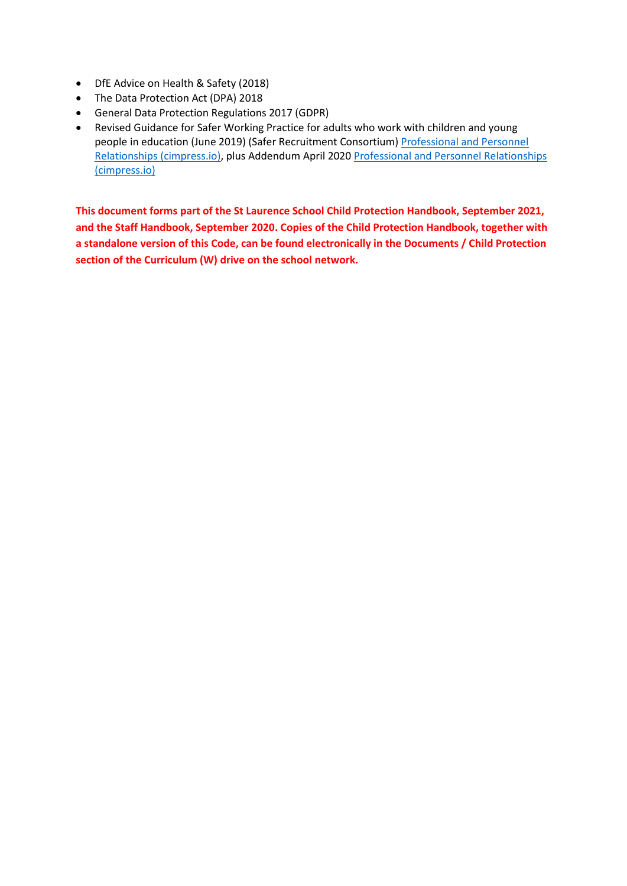- DfE Advice on Health & Safety (2018)
- The Data Protection Act (DPA) 2018
- General Data Protection Regulations 2017 (GDPR)
- Revised Guidance for Safer Working Practice for adults who work with children and young people in education (June 2019) (Safer Recruitment Consortium) Professional and Personnel Relationships (cimpress.io), plus Addendum April 2020 Professional and Personnel Relationships (cimpress.io)

**This document forms part of the St Laurence School Child Protection Handbook, September 2021, and the Staff Handbook, September 2020. Copies of the Child Protection Handbook, together with a standalone version of this Code, can be found electronically in the Documents / Child Protection section of the Curriculum (W) drive on the school network.**